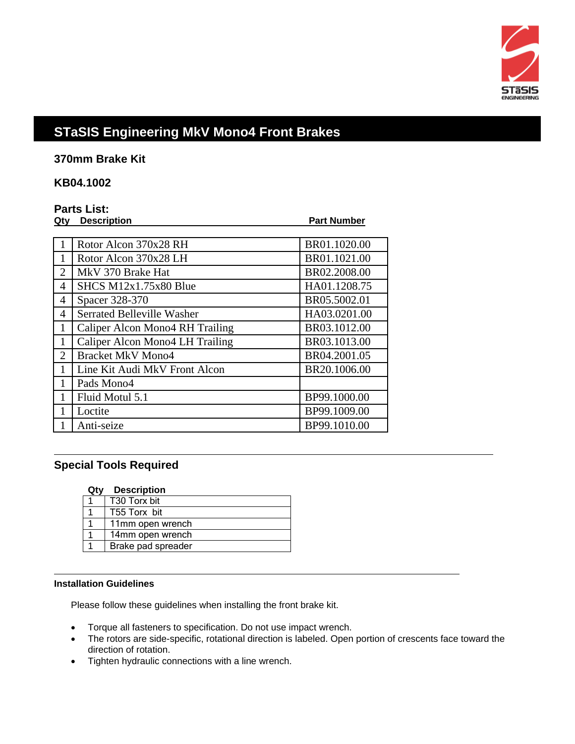# STaSIS Engineering MkV Mono4 Front Brakes

## 370mm Brake Kit

## KB04.1002

### Parts List:

| Qty | Description | Part Number |
|---|---|---|
| 1 | Rotor Alcon 370x28 RH | BR01.1020.00 |
| 1 | Rotor Alcon 370x28 LH | BR01.1021.00 |
| 2 | MkV 370 Brake Hat | BR02.2008.00 |
| 4 | SHCS M12x1.75x80 Blue | HA01.1208.75 |
| 4 | Spacer 328-370 | BR05.5002.01 |
| 4 | Serrated Belleville Washer | HA03.0201.00 |
| 1 | Caliper Alcon Mono4 RH Trailing | BR03.1012.00 |
| 1 | Caliper Alcon Mono4 LH Trailing | BR03.1013.00 |
| 2 | Bracket MkV Mono4 | BR04.2001.05 |
| 1 | Line Kit Audi MkV Front Alcon | BR20.1006.00 |
| 1 | Pads Mono4 | |
| 1 | Fluid Motul 5.1 | BP99.1000.00 |
| 1 | Loctite | BP99.1009.00 |
| 1 | Anti-seize | BP99.1010.00 |

## Special Tools Required

| Qty | Description |
|---|---|
| 1 | T30 Torx bit |
| 1 | T55 Torx bit |
| 1 | 11mm open wrench |
| 1 | 14mm open wrench |
| 1 | Brake pad spreader |

**Installation Guidelines**

Please follow these guidelines when installing the front brake kit.

- Torque all fasteners to specification. Do not use impact wrench.
- The rotors are side-specific, rotational direction is labeled. Open portion of crescents face toward the direction of rotation.
- Tighten hydraulic connections with a line wrench.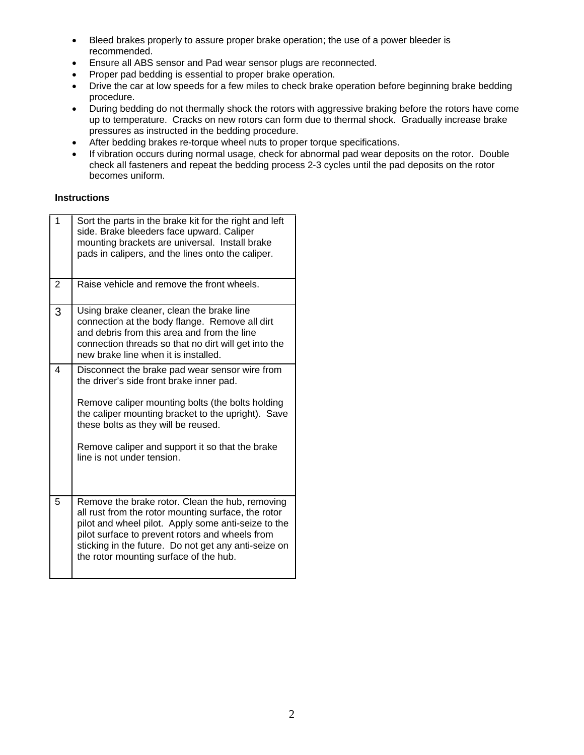- Bleed brakes properly to assure proper brake operation; the use of a power bleeder is recommended.
- Ensure all ABS sensor and Pad wear sensor plugs are reconnected.
- Proper pad bedding is essential to proper brake operation.
- Drive the car at low speeds for a few miles to check brake operation before beginning brake bedding procedure.
- During bedding do not thermally shock the rotors with aggressive braking before the rotors have come up to temperature. Cracks on new rotors can form due to thermal shock. Gradually increase brake pressures as instructed in the bedding procedure.
- After bedding brakes re-torque wheel nuts to proper torque specifications.
- If vibration occurs during normal usage, check for abnormal pad wear deposits on the rotor. Double check all fasteners and repeat the bedding process 2-3 cycles until the pad deposits on the rotor becomes uniform.

**Instructions**

| | |
|---|---|
| 1 | Sort the parts in the brake kit for the right and left side. Brake bleeders face upward. Caliper mounting brackets are universal. Install brake pads in calipers, and the lines onto the caliper. |
| 2 | Raise vehicle and remove the front wheels. |
| 3 | Using brake cleaner, clean the brake line connection at the body flange. Remove all dirt and debris from this area and from the line connection threads so that no dirt will get into the new brake line when it is installed. |
| 4 | Disconnect the brake pad wear sensor wire from the driver's side front brake inner pad.<br><br>Remove caliper mounting bolts (the bolts holding the caliper mounting bracket to the upright). Save these bolts as they will be reused.<br><br>Remove caliper and support it so that the brake line is not under tension. |
| 5 | Remove the brake rotor. Clean the hub, removing all rust from the rotor mounting surface, the rotor pilot and wheel pilot. Apply some anti-seize to the pilot surface to prevent rotors and wheels from sticking in the future. Do not get any anti-seize on the rotor mounting surface of the hub. |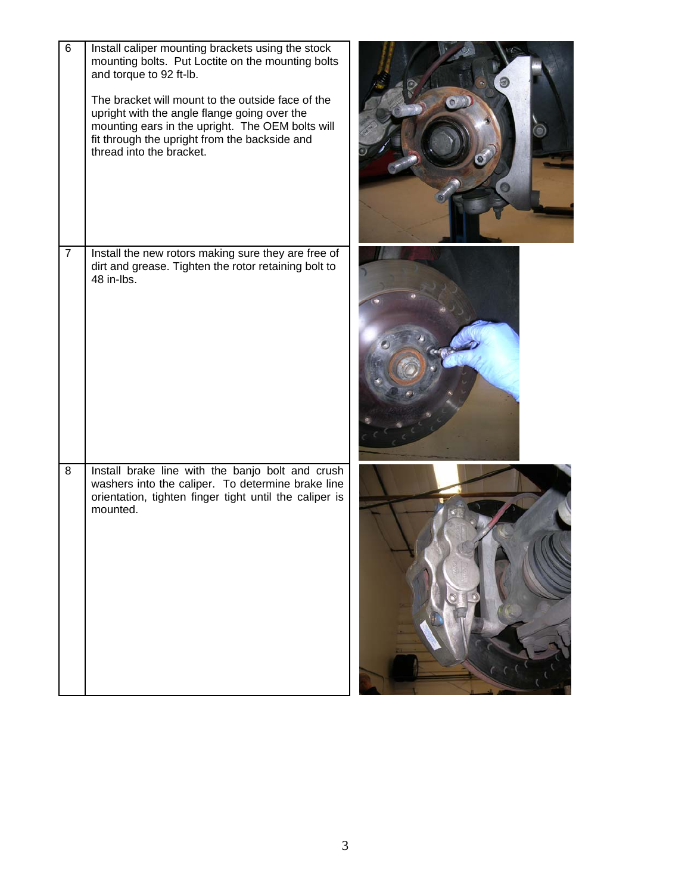| | |
|---|---|
| 6 | Install caliper mounting brackets using the stock mounting bolts. Put Loctite on the mounting bolts and torque to 92 ft-lb.<br><br>The bracket will mount to the outside face of the upright with the angle flange going over the mounting ears in the upright. The OEM bolts will fit through the upright from the backside and thread into the bracket. |
| 7 | Install the new rotors making sure they are free of dirt and grease. Tighten the rotor retaining bolt to 48 in-lbs. |
| 8 | Install brake line with the banjo bolt and crush washers into the caliper. To determine brake line orientation, tighten finger tight until the caliper is mounted. |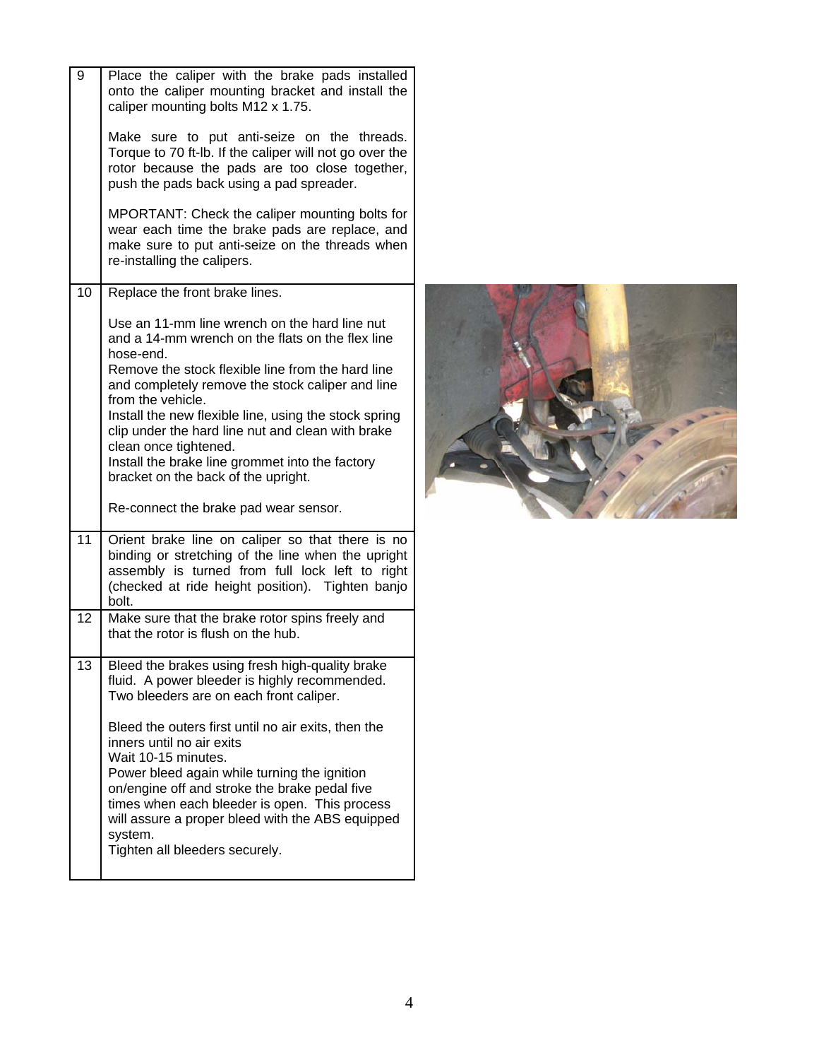| | |
|---|---|
| 9 | Place the caliper with the brake pads installed onto the caliper mounting bracket and install the caliper mounting bolts M12 x 1.75.<br><br>Make sure to put anti-seize on the threads. Torque to 70 ft-lb. If the caliper will not go over the rotor because the pads are too close together, push the pads back using a pad spreader.<br><br>MPORTANT: Check the caliper mounting bolts for wear each time the brake pads are replace, and make sure to put anti-seize on the threads when re-installing the calipers. |
| 10 | Replace the front brake lines.<br><br>Use an 11-mm line wrench on the hard line nut and a 14-mm wrench on the flats on the flex line hose-end.<br>Remove the stock flexible line from the hard line and completely remove the stock caliper and line from the vehicle.<br>Install the new flexible line, using the stock spring clip under the hard line nut and clean with brake clean once tightened.<br>Install the brake line grommet into the factory bracket on the back of the upright.<br><br>Re-connect the brake pad wear sensor. |
| 11 | Orient brake line on caliper so that there is no binding or stretching of the line when the upright assembly is turned from full lock left to right (checked at ride height position). Tighten banjo bolt. |
| 12 | Make sure that the brake rotor spins freely and that the rotor is flush on the hub. |
| 13 | Bleed the brakes using fresh high-quality brake fluid. A power bleeder is highly recommended. Two bleeders are on each front caliper.<br><br>Bleed the outers first until no air exits, then the inners until no air exits<br>Wait 10-15 minutes.<br>Power bleed again while turning the ignition on/engine off and stroke the brake pedal five times when each bleeder is open. This process will assure a proper bleed with the ABS equipped system.<br>Tighten all bleeders securely. |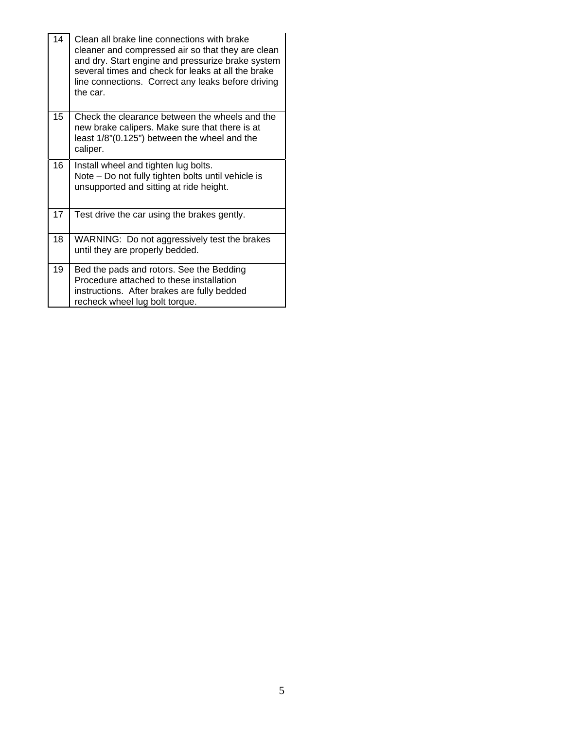| | |
|---|---|
| 14 | Clean all brake line connections with brake cleaner and compressed air so that they are clean and dry. Start engine and pressurize brake system several times and check for leaks at all the brake line connections. Correct any leaks before driving the car. |
| 15 | Check the clearance between the wheels and the new brake calipers. Make sure that there is at least 1/8”(0.125”) between the wheel and the caliper. |
| 16 | Install wheel and tighten lug bolts.<br>Note – Do not fully tighten bolts until vehicle is unsupported and sitting at ride height. |
| 17 | Test drive the car using the brakes gently. |
| 18 | WARNING: Do not aggressively test the brakes until they are properly bedded. |
| 19 | Bed the pads and rotors. See the Bedding Procedure attached to these installation instructions. After brakes are fully bedded recheck wheel lug bolt torque. |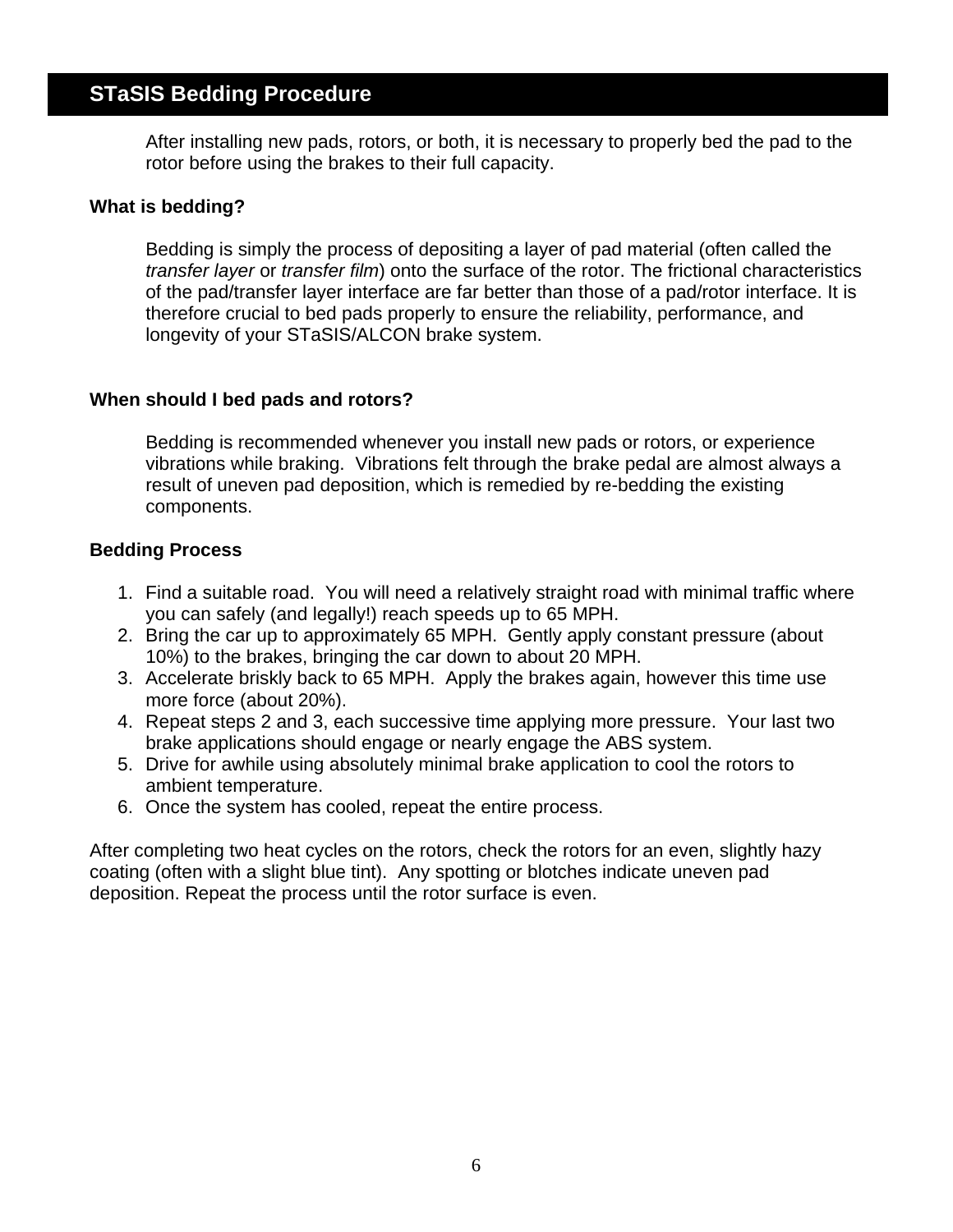## STaSIS Bedding Procedure

After installing new pads, rotors, or both, it is necessary to properly bed the pad to the rotor before using the brakes to their full capacity.

### What is bedding?

Bedding is simply the process of depositing a layer of pad material (often called the *transfer layer* or *transfer film*) onto the surface of the rotor. The frictional characteristics of the pad/transfer layer interface are far better than those of a pad/rotor interface. It is therefore crucial to bed pads properly to ensure the reliability, performance, and longevity of your STaSIS/ALCON brake system.

### When should I bed pads and rotors?

Bedding is recommended whenever you install new pads or rotors, or experience vibrations while braking. Vibrations felt through the brake pedal are almost always a result of uneven pad deposition, which is remedied by re-bedding the existing components.

### Bedding Process

1. Find a suitable road. You will need a relatively straight road with minimal traffic where you can safely (and legally!) reach speeds up to 65 MPH.
2. Bring the car up to approximately 65 MPH. Gently apply constant pressure (about 10%) to the brakes, bringing the car down to about 20 MPH.
3. Accelerate briskly back to 65 MPH. Apply the brakes again, however this time use more force (about 20%).
4. Repeat steps 2 and 3, each successive time applying more pressure. Your last two brake applications should engage or nearly engage the ABS system.
5. Drive for awhile using absolutely minimal brake application to cool the rotors to ambient temperature.
6. Once the system has cooled, repeat the entire process.

After completing two heat cycles on the rotors, check the rotors for an even, slightly hazy coating (often with a slight blue tint). Any spotting or blotches indicate uneven pad deposition. Repeat the process until the rotor surface is even.